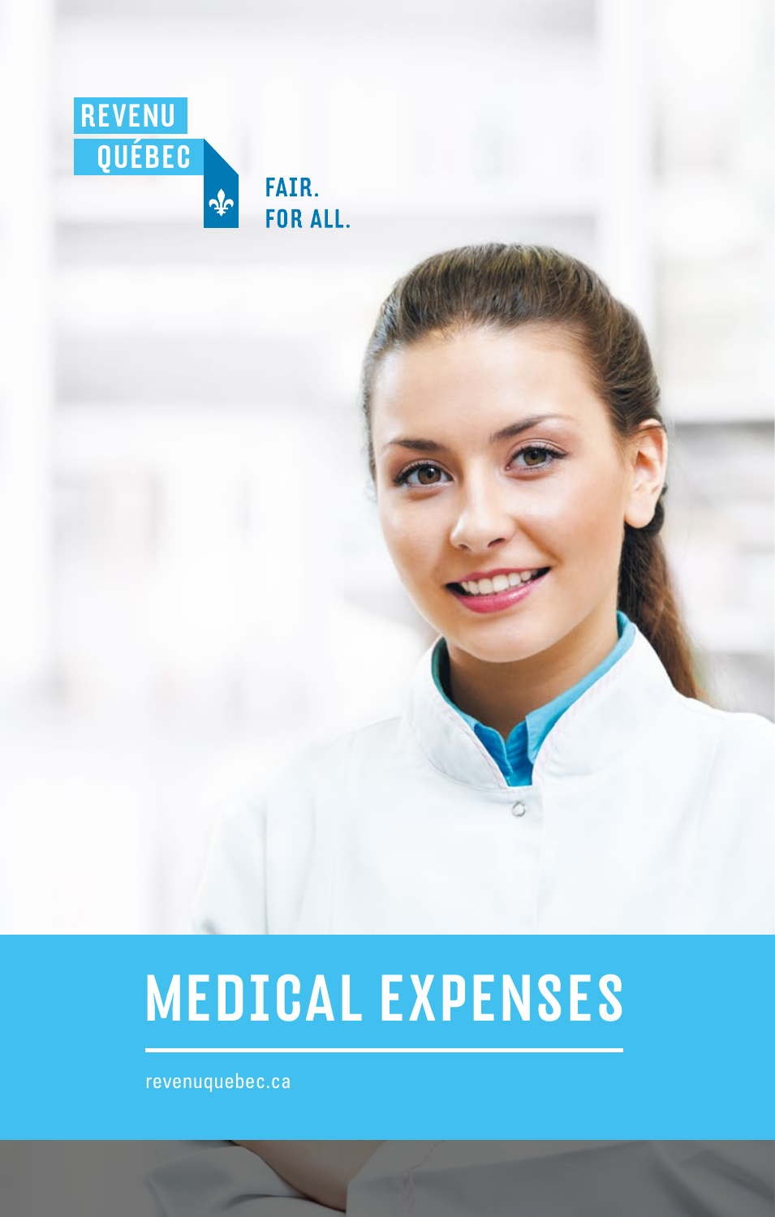REVENU QUÉBEC

FAIR.
FOR ALL.

# MEDICAL EXPENSES

revenuquebec.ca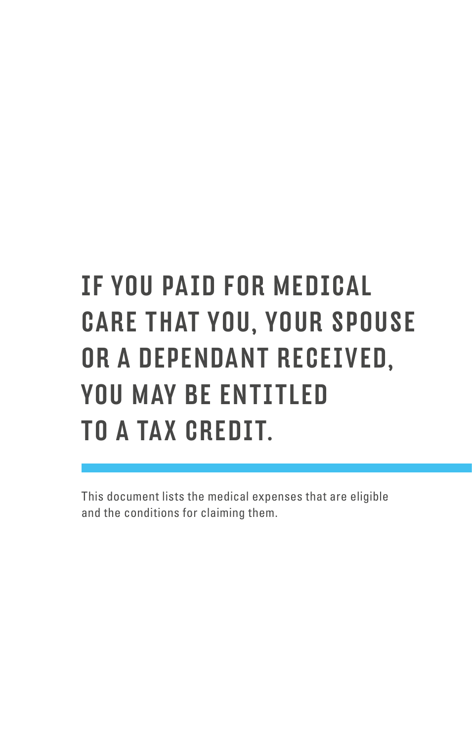# IF YOU PAID FOR MEDICAL CARE THAT YOU, YOUR SPOUSE OR A DEPENDANT RECEIVED, YOU MAY BE ENTITLED TO A TAX CREDIT.

This document lists the medical expenses that are eligible and the conditions for claiming them.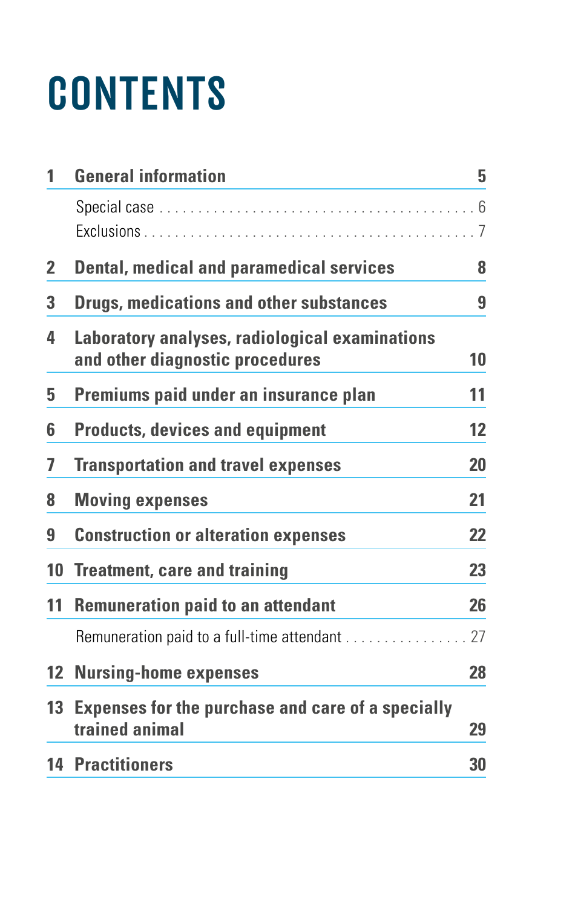# CONTENTS

| | | |
|---|---|---|
| **1** | **General information** | **5** |
| | Special case | 6 |
| | Exclusions | 7 |
| **2** | **Dental, medical and paramedical services** | **8** |
| **3** | **Drugs, medications and other substances** | **9** |
| **4** | **Laboratory analyses, radiological examinations and other diagnostic procedures** | **10** |
| **5** | **Premiums paid under an insurance plan** | **11** |
| **6** | **Products, devices and equipment** | **12** |
| **7** | **Transportation and travel expenses** | **20** |
| **8** | **Moving expenses** | **21** |
| **9** | **Construction or alteration expenses** | **22** |
| **10** | **Treatment, care and training** | **23** |
| **11** | **Remuneration paid to an attendant** | **26** |
| | Remuneration paid to a full-time attendant | 27 |
| **12** | **Nursing-home expenses** | **28** |
| **13** | **Expenses for the purchase and care of a specially trained animal** | **29** |
| **14** | **Practitioners** | **30** |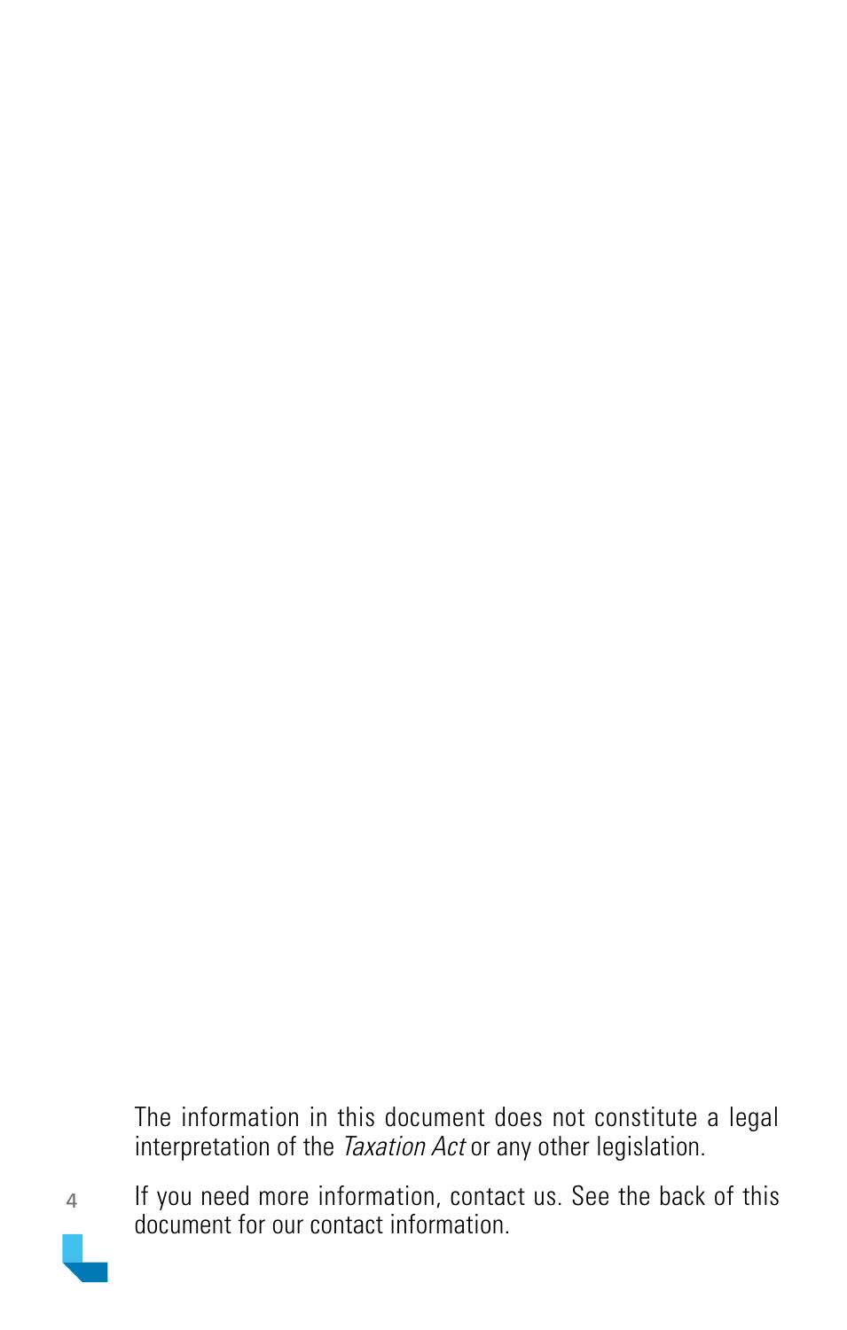The information in this document does not constitute a legal interpretation of the *Taxation Act* or any other legislation.

If you need more information, contact us. See the back of this document for our contact information.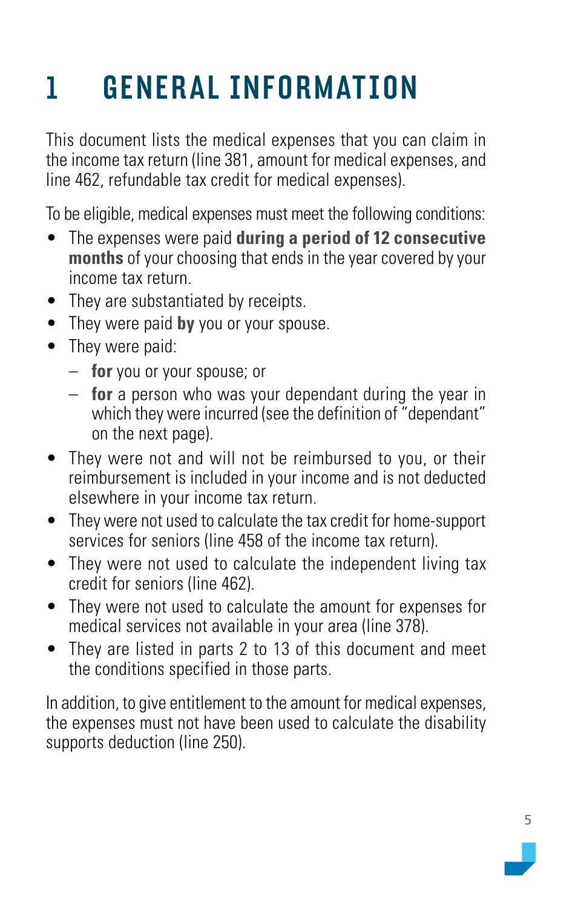# 1 GENERAL INFORMATION

This document lists the medical expenses that you can claim in the income tax return (line 381, amount for medical expenses, and line 462, refundable tax credit for medical expenses).

To be eligible, medical expenses must meet the following conditions:

- The expenses were paid **during a period of 12 consecutive months** of your choosing that ends in the year covered by your income tax return.
- They are substantiated by receipts.
- They were paid **by** you or your spouse.
- They were paid:
  - **for** you or your spouse; or
  - **for** a person who was your dependant during the year in which they were incurred (see the definition of "dependant" on the next page).
- They were not and will not be reimbursed to you, or their reimbursement is included in your income and is not deducted elsewhere in your income tax return.
- They were not used to calculate the tax credit for home-support services for seniors (line 458 of the income tax return).
- They were not used to calculate the independent living tax credit for seniors (line 462).
- They were not used to calculate the amount for expenses for medical services not available in your area (line 378).
- They are listed in parts 2 to 13 of this document and meet the conditions specified in those parts.

In addition, to give entitlement to the amount for medical expenses, the expenses must not have been used to calculate the disability supports deduction (line 250).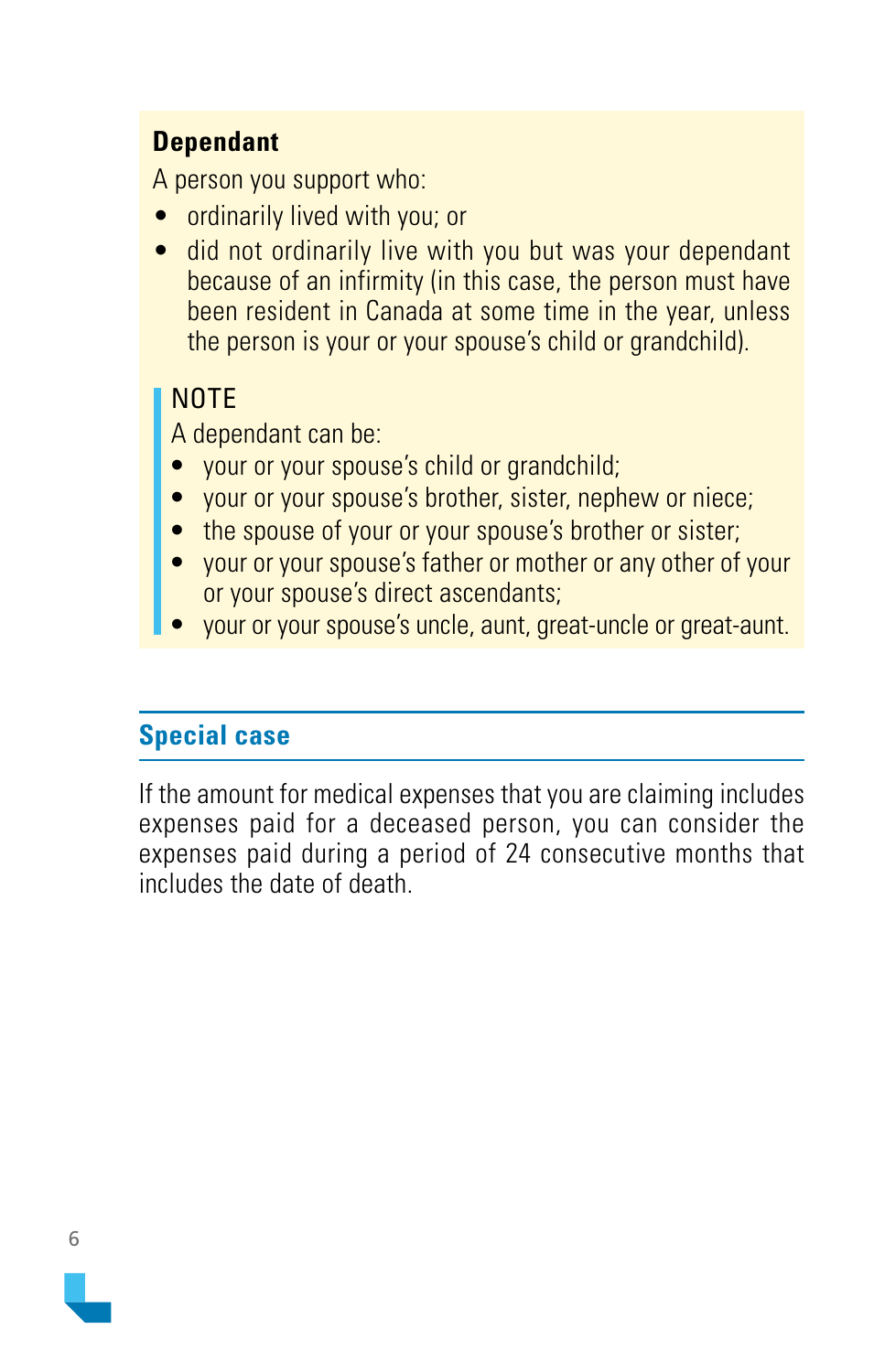**Dependant**

A person you support who:

- ordinarily lived with you; or
- did not ordinarily live with you but was your dependant because of an infirmity (in this case, the person must have been resident in Canada at some time in the year, unless the person is your or your spouse's child or grandchild).

> NOTE
>
> A dependant can be:
>
> - your or your spouse's child or grandchild;
> - your or your spouse's brother, sister, nephew or niece;
> - the spouse of your or your spouse's brother or sister;
> - your or your spouse's father or mother or any other of your or your spouse's direct ascendants;
> - your or your spouse's uncle, aunt, great-uncle or great-aunt.

## Special case

If the amount for medical expenses that you are claiming includes expenses paid for a deceased person, you can consider the expenses paid during a period of 24 consecutive months that includes the date of death.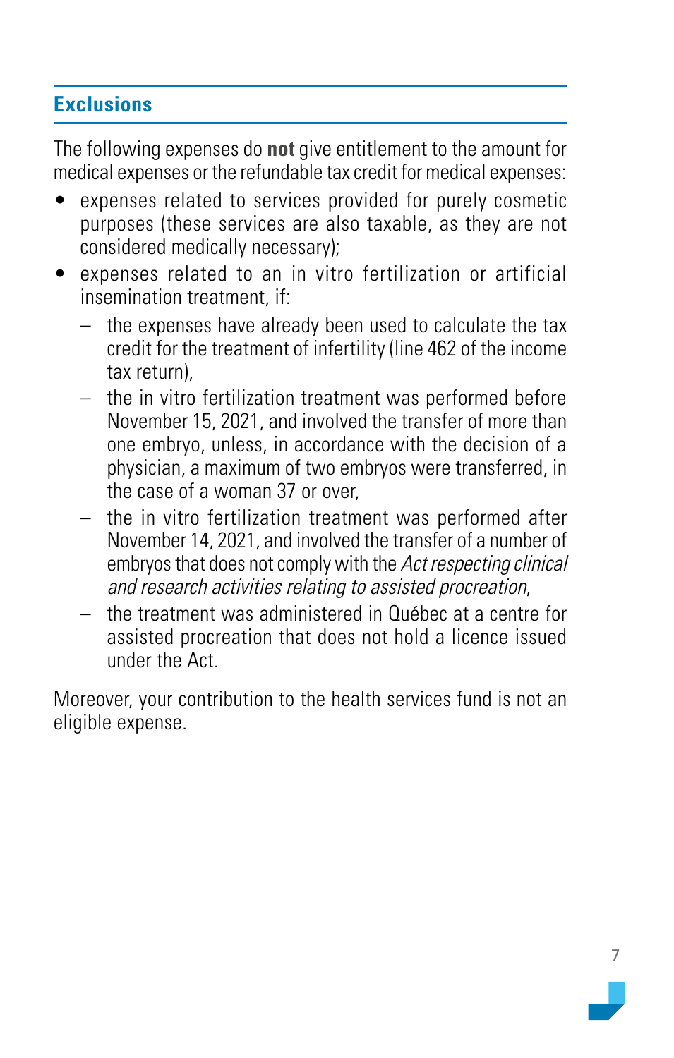## Exclusions

The following expenses do **not** give entitlement to the amount for medical expenses or the refundable tax credit for medical expenses:

- expenses related to services provided for purely cosmetic purposes (these services are also taxable, as they are not considered medically necessary);
- expenses related to an in vitro fertilization or artificial insemination treatment, if:
  - the expenses have already been used to calculate the tax credit for the treatment of infertility (line 462 of the income tax return),
  - the in vitro fertilization treatment was performed before November 15, 2021, and involved the transfer of more than one embryo, unless, in accordance with the decision of a physician, a maximum of two embryos were transferred, in the case of a woman 37 or over,
  - the in vitro fertilization treatment was performed after November 14, 2021, and involved the transfer of a number of embryos that does not comply with the *Act respecting clinical and research activities relating to assisted procreation*,
  - the treatment was administered in Québec at a centre for assisted procreation that does not hold a licence issued under the Act.

Moreover, your contribution to the health services fund is not an eligible expense.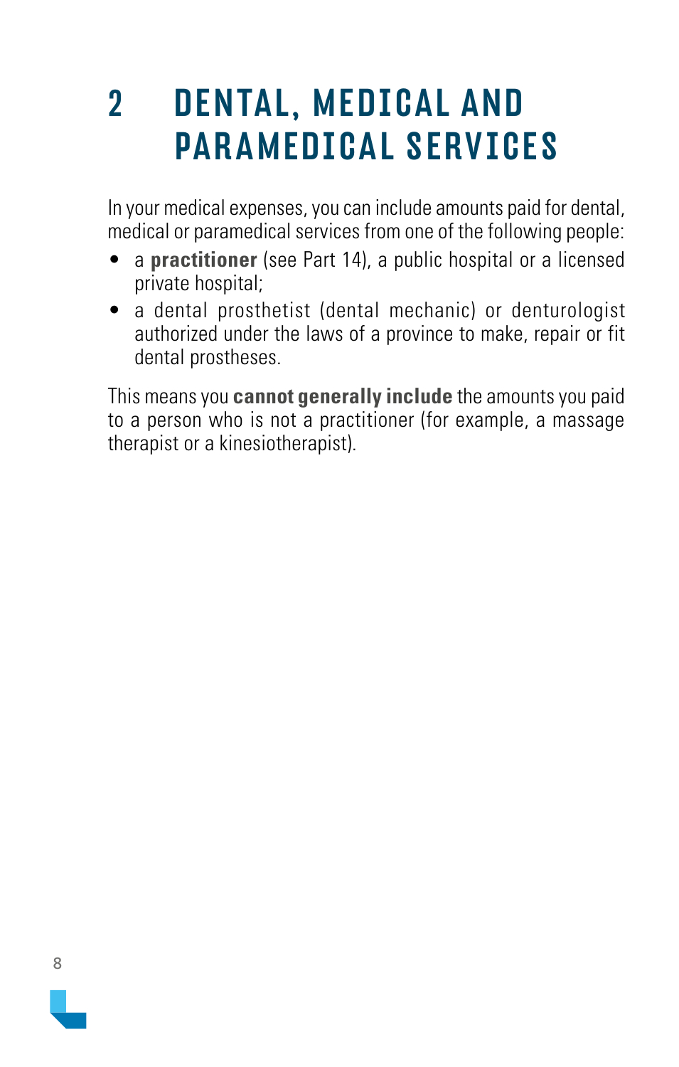# 2 DENTAL, MEDICAL AND PARAMEDICAL SERVICES

In your medical expenses, you can include amounts paid for dental, medical or paramedical services from one of the following people:

- a **practitioner** (see Part 14), a public hospital or a licensed private hospital;
- a dental prosthetist (dental mechanic) or denturologist authorized under the laws of a province to make, repair or fit dental prostheses.

This means you **cannot generally include** the amounts you paid to a person who is not a practitioner (for example, a massage therapist or a kinesiotherapist).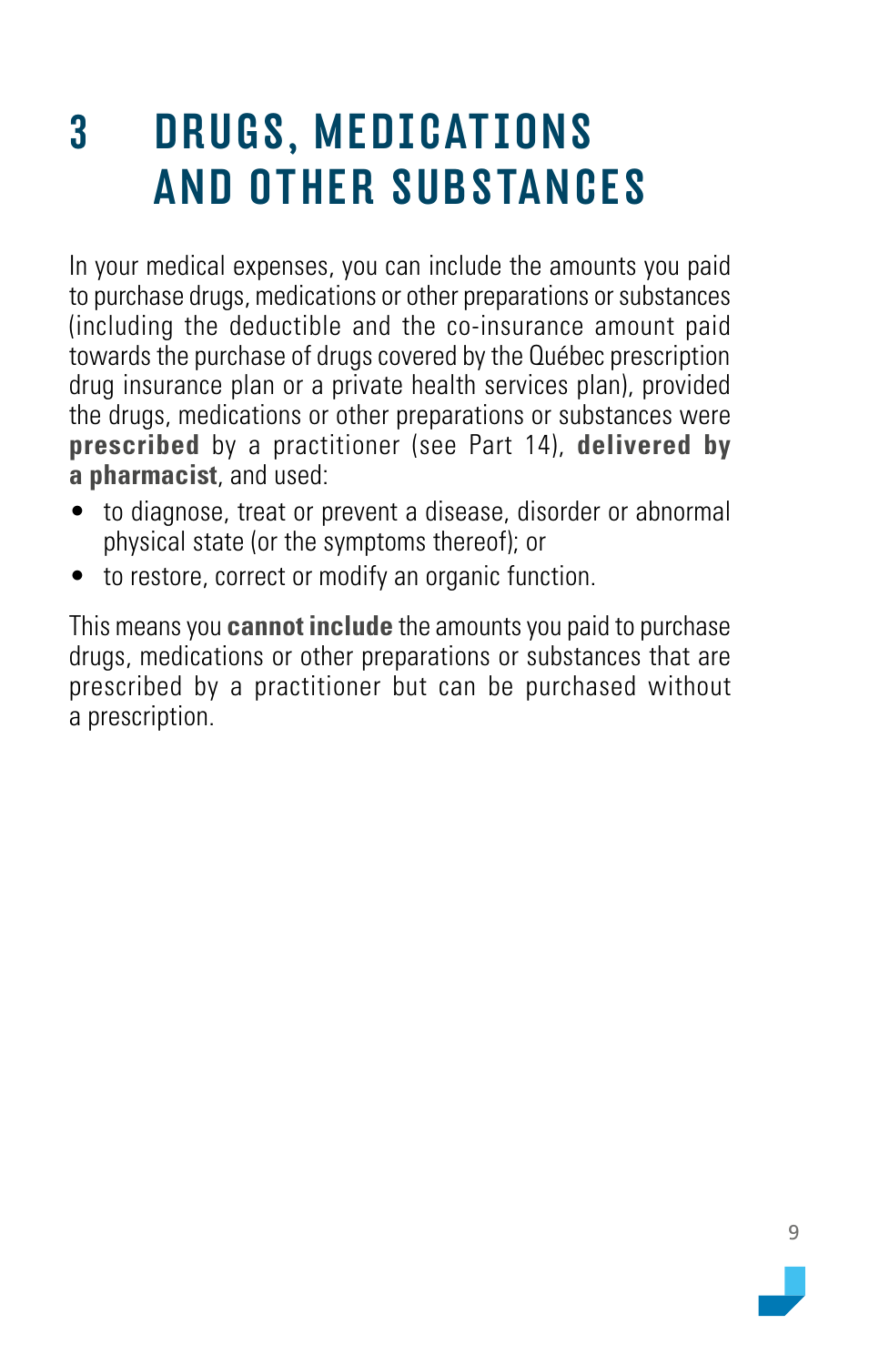# 3 DRUGS, MEDICATIONS AND OTHER SUBSTANCES

In your medical expenses, you can include the amounts you paid to purchase drugs, medications or other preparations or substances (including the deductible and the co-insurance amount paid towards the purchase of drugs covered by the Québec prescription drug insurance plan or a private health services plan), provided the drugs, medications or other preparations or substances were **prescribed** by a practitioner (see Part 14), **delivered by a pharmacist**, and used:

- to diagnose, treat or prevent a disease, disorder or abnormal physical state (or the symptoms thereof); or
- to restore, correct or modify an organic function.

This means you **cannot include** the amounts you paid to purchase drugs, medications or other preparations or substances that are prescribed by a practitioner but can be purchased without a prescription.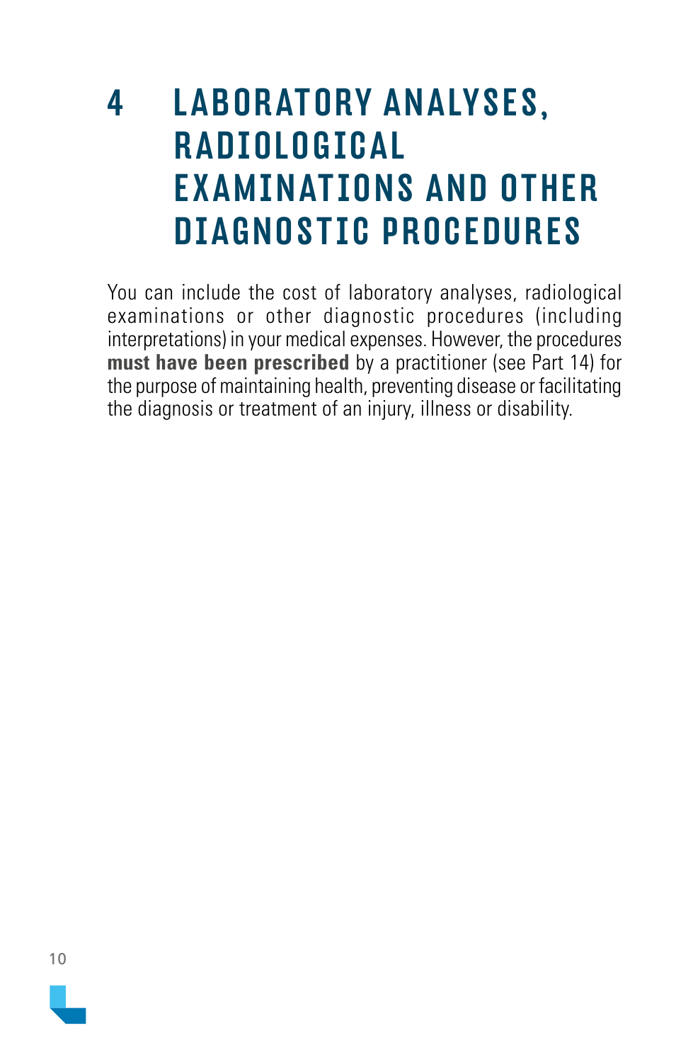# 4 LABORATORY ANALYSES, RADIOLOGICAL EXAMINATIONS AND OTHER DIAGNOSTIC PROCEDURES

You can include the cost of laboratory analyses, radiological examinations or other diagnostic procedures (including interpretations) in your medical expenses. However, the procedures **must have been prescribed** by a practitioner (see Part 14) for the purpose of maintaining health, preventing disease or facilitating the diagnosis or treatment of an injury, illness or disability.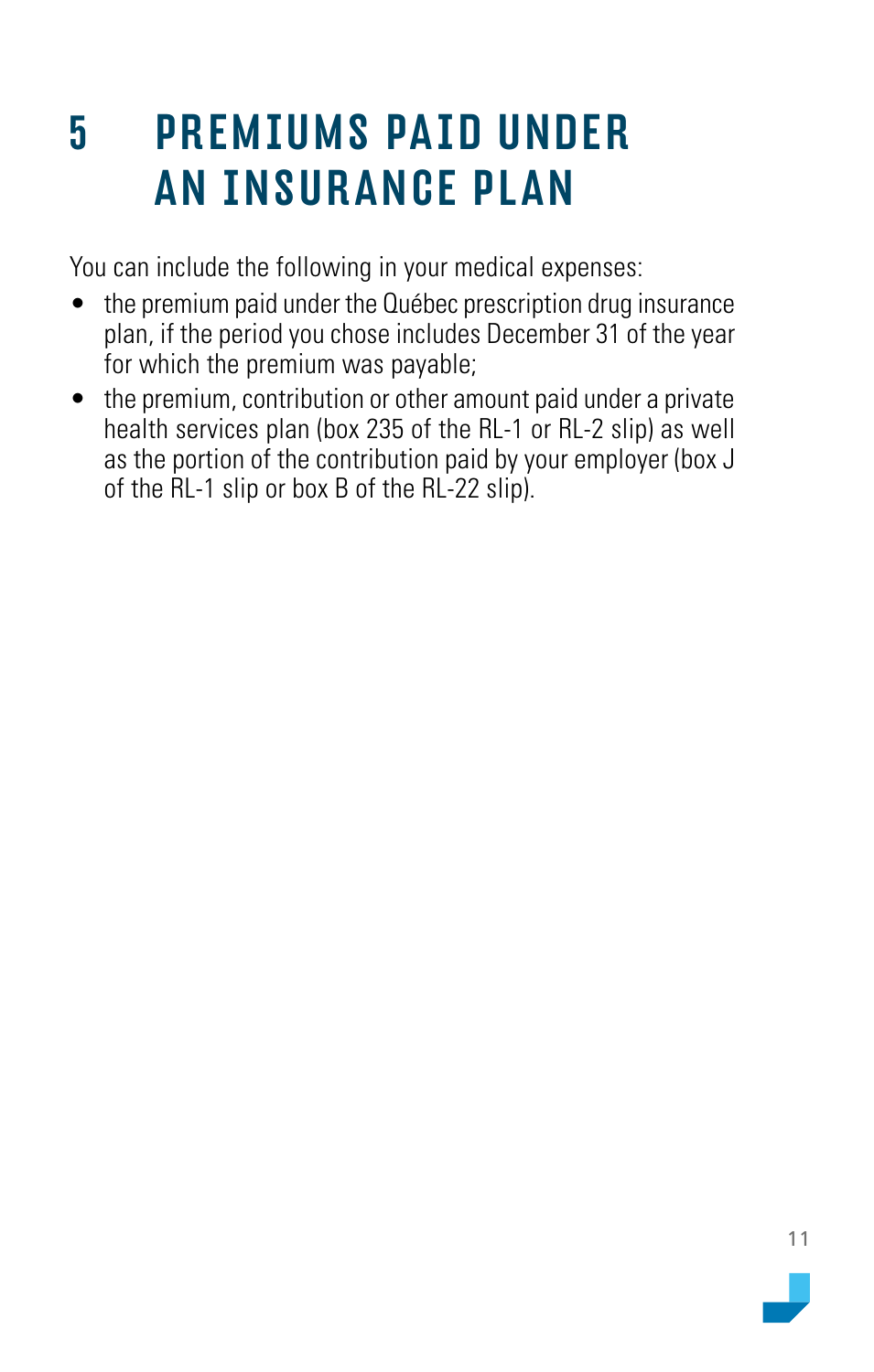# 5 PREMIUMS PAID UNDER AN INSURANCE PLAN

You can include the following in your medical expenses:

- the premium paid under the Québec prescription drug insurance plan, if the period you chose includes December 31 of the year for which the premium was payable;
- the premium, contribution or other amount paid under a private health services plan (box 235 of the RL-1 or RL-2 slip) as well as the portion of the contribution paid by your employer (box J of the RL-1 slip or box B of the RL-22 slip).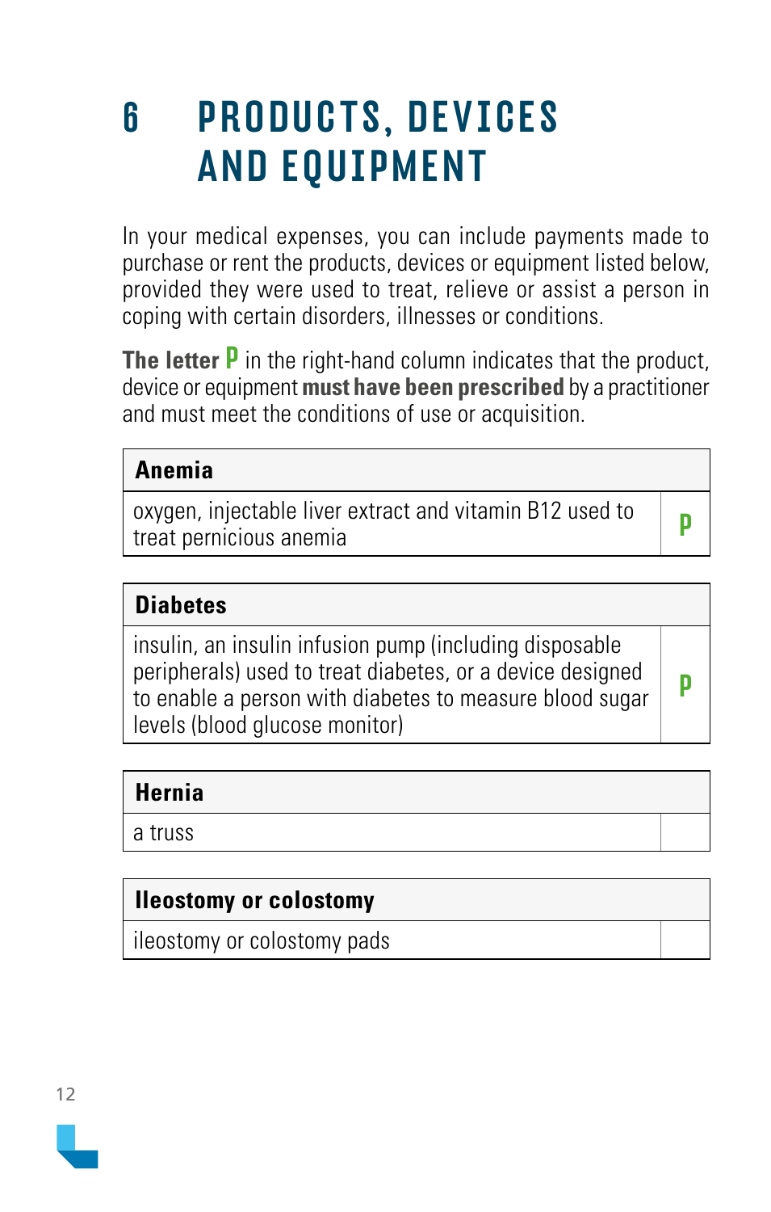# 6 PRODUCTS, DEVICES AND EQUIPMENT

In your medical expenses, you can include payments made to purchase or rent the products, devices or equipment listed below, provided they were used to treat, relieve or assist a person in coping with certain disorders, illnesses or conditions.

**The letter P** in the right-hand column indicates that the product, device or equipment **must have been prescribed** by a practitioner and must meet the conditions of use or acquisition.

| **Anemia** | |
|---|---|
| oxygen, injectable liver extract and vitamin B12 used to treat pernicious anemia | P |

| **Diabetes** | |
|---|---|
| insulin, an insulin infusion pump (including disposable peripherals) used to treat diabetes, or a device designed to enable a person with diabetes to measure blood sugar levels (blood glucose monitor) | P |

| **Hernia** | |
|---|---|
| a truss | |

| **Ileostomy or colostomy** | |
|---|---|
| ileostomy or colostomy pads | |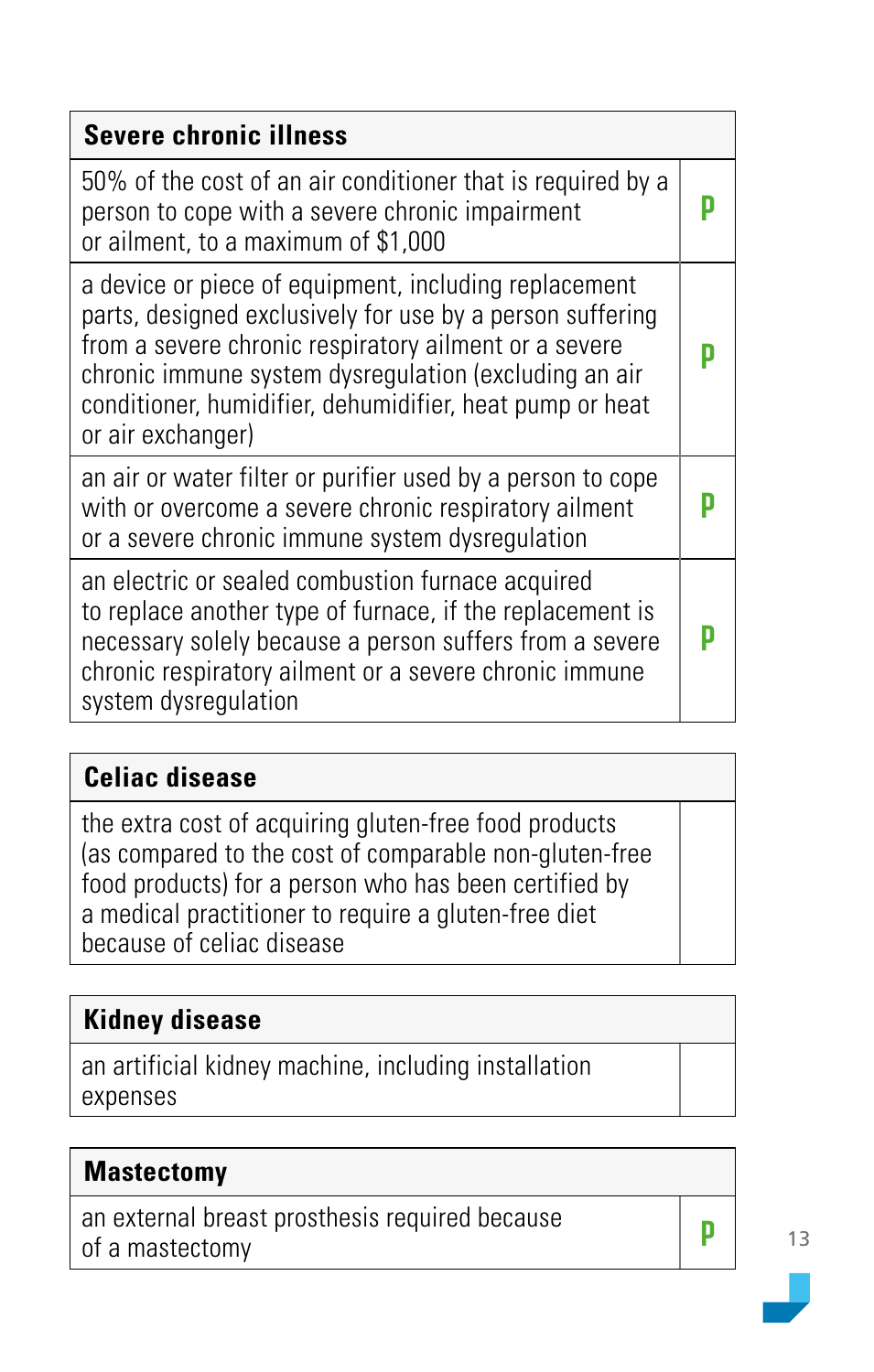| Severe chronic illness | |
|---|---|
| 50% of the cost of an air conditioner that is required by a person to cope with a severe chronic impairment or ailment, to a maximum of $1,000 | P |
| a device or piece of equipment, including replacement parts, designed exclusively for use by a person suffering from a severe chronic respiratory ailment or a severe chronic immune system dysregulation (excluding an air conditioner, humidifier, dehumidifier, heat pump or heat or air exchanger) | P |
| an air or water filter or purifier used by a person to cope with or overcome a severe chronic respiratory ailment or a severe chronic immune system dysregulation | P |
| an electric or sealed combustion furnace acquired to replace another type of furnace, if the replacement is necessary solely because a person suffers from a severe chronic respiratory ailment or a severe chronic immune system dysregulation | P |

| Celiac disease | |
|---|---|
| the extra cost of acquiring gluten-free food products (as compared to the cost of comparable non-gluten-free food products) for a person who has been certified by a medical practitioner to require a gluten-free diet because of celiac disease | |

| Kidney disease | |
|---|---|
| an artificial kidney machine, including installation expenses | |

| Mastectomy | |
|---|---|
| an external breast prosthesis required because of a mastectomy | P |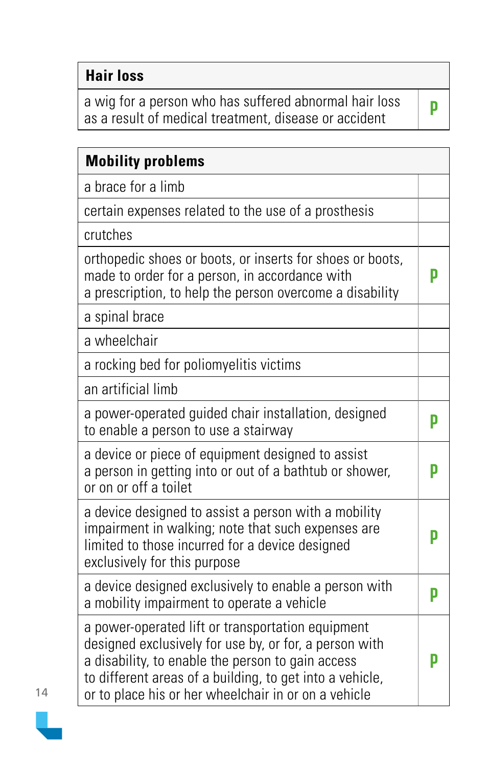| Hair loss | |
|---|---|
| a wig for a person who has suffered abnormal hair loss as a result of medical treatment, disease or accident | P |

| Mobility problems | |
|---|---|
| a brace for a limb | |
| certain expenses related to the use of a prosthesis | |
| crutches | |
| orthopedic shoes or boots, or inserts for shoes or boots, made to order for a person, in accordance with a prescription, to help the person overcome a disability | P |
| a spinal brace | |
| a wheelchair | |
| a rocking bed for poliomyelitis victims | |
| an artificial limb | |
| a power-operated guided chair installation, designed to enable a person to use a stairway | P |
| a device or piece of equipment designed to assist a person in getting into or out of a bathtub or shower, or on or off a toilet | P |
| a device designed to assist a person with a mobility impairment in walking; note that such expenses are limited to those incurred for a device designed exclusively for this purpose | P |
| a device designed exclusively to enable a person with a mobility impairment to operate a vehicle | P |
| a power-operated lift or transportation equipment designed exclusively for use by, or for, a person with a disability, to enable the person to gain access to different areas of a building, to get into a vehicle, or to place his or her wheelchair in or on a vehicle | P |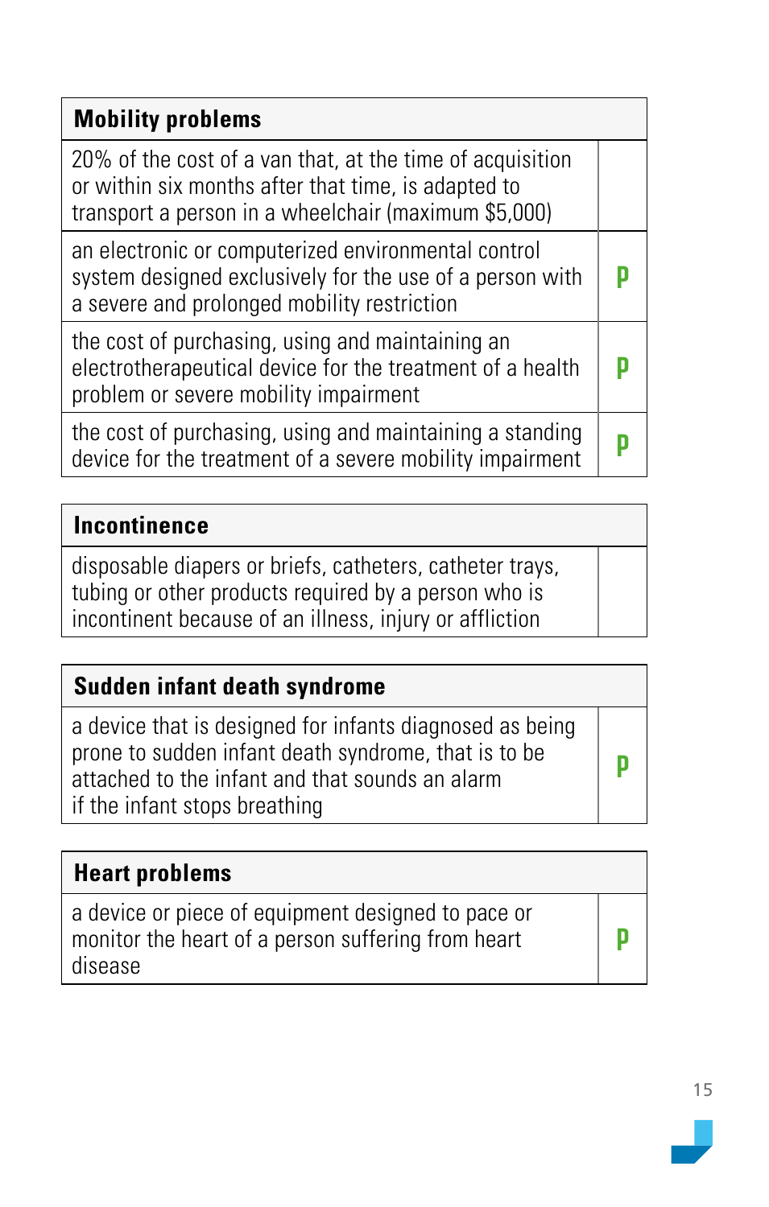| Mobility problems | |
|---|---|
| 20% of the cost of a van that, at the time of acquisition or within six months after that time, is adapted to transport a person in a wheelchair (maximum $5,000) | |
| an electronic or computerized environmental control system designed exclusively for the use of a person with a severe and prolonged mobility restriction | P |
| the cost of purchasing, using and maintaining an electrotherapeutical device for the treatment of a health problem or severe mobility impairment | P |
| the cost of purchasing, using and maintaining a standing device for the treatment of a severe mobility impairment | P |

| Incontinence | |
|---|---|
| disposable diapers or briefs, catheters, catheter trays, tubing or other products required by a person who is incontinent because of an illness, injury or affliction | |

| Sudden infant death syndrome | |
|---|---|
| a device that is designed for infants diagnosed as being prone to sudden infant death syndrome, that is to be attached to the infant and that sounds an alarm if the infant stops breathing | P |

| Heart problems | |
|---|---|
| a device or piece of equipment designed to pace or monitor the heart of a person suffering from heart disease | P |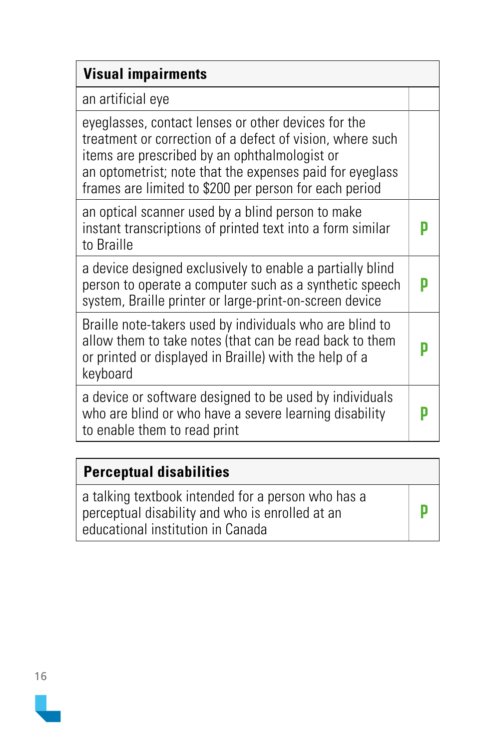| Visual impairments | |
|---|---|
| an artificial eye | |
| eyeglasses, contact lenses or other devices for the treatment or correction of a defect of vision, where such items are prescribed by an ophthalmologist or an optometrist; note that the expenses paid for eyeglass frames are limited to $200 per person for each period | |
| an optical scanner used by a blind person to make instant transcriptions of printed text into a form similar to Braille | P |
| a device designed exclusively to enable a partially blind person to operate a computer such as a synthetic speech system, Braille printer or large-print-on-screen device | P |
| Braille note-takers used by individuals who are blind to allow them to take notes (that can be read back to them or printed or displayed in Braille) with the help of a keyboard | P |
| a device or software designed to be used by individuals who are blind or who have a severe learning disability to enable them to read print | P |

| Perceptual disabilities | |
|---|---|
| a talking textbook intended for a person who has a perceptual disability and who is enrolled at an educational institution in Canada | P |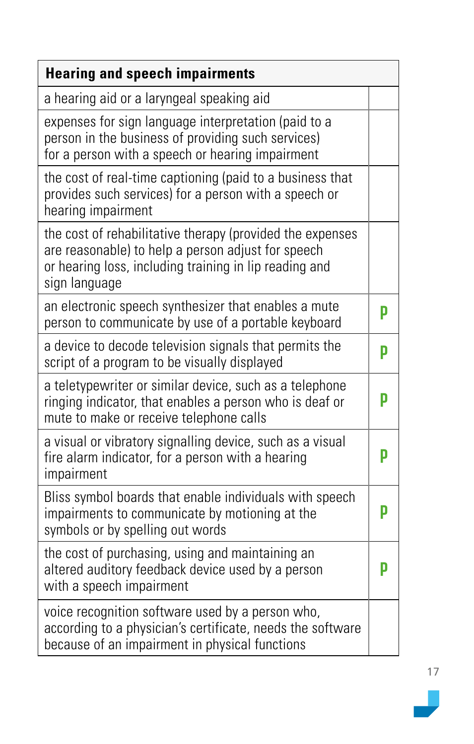| Hearing and speech impairments | |
|---|---|
| a hearing aid or a laryngeal speaking aid | |
| expenses for sign language interpretation (paid to a person in the business of providing such services) for a person with a speech or hearing impairment | |
| the cost of real-time captioning (paid to a business that provides such services) for a person with a speech or hearing impairment | |
| the cost of rehabilitative therapy (provided the expenses are reasonable) to help a person adjust for speech or hearing loss, including training in lip reading and sign language | |
| an electronic speech synthesizer that enables a mute person to communicate by use of a portable keyboard | P |
| a device to decode television signals that permits the script of a program to be visually displayed | P |
| a teletypewriter or similar device, such as a telephone ringing indicator, that enables a person who is deaf or mute to make or receive telephone calls | P |
| a visual or vibratory signalling device, such as a visual fire alarm indicator, for a person with a hearing impairment | P |
| Bliss symbol boards that enable individuals with speech impairments to communicate by motioning at the symbols or by spelling out words | P |
| the cost of purchasing, using and maintaining an altered auditory feedback device used by a person with a speech impairment | P |
| voice recognition software used by a person who, according to a physician's certificate, needs the software because of an impairment in physical functions | |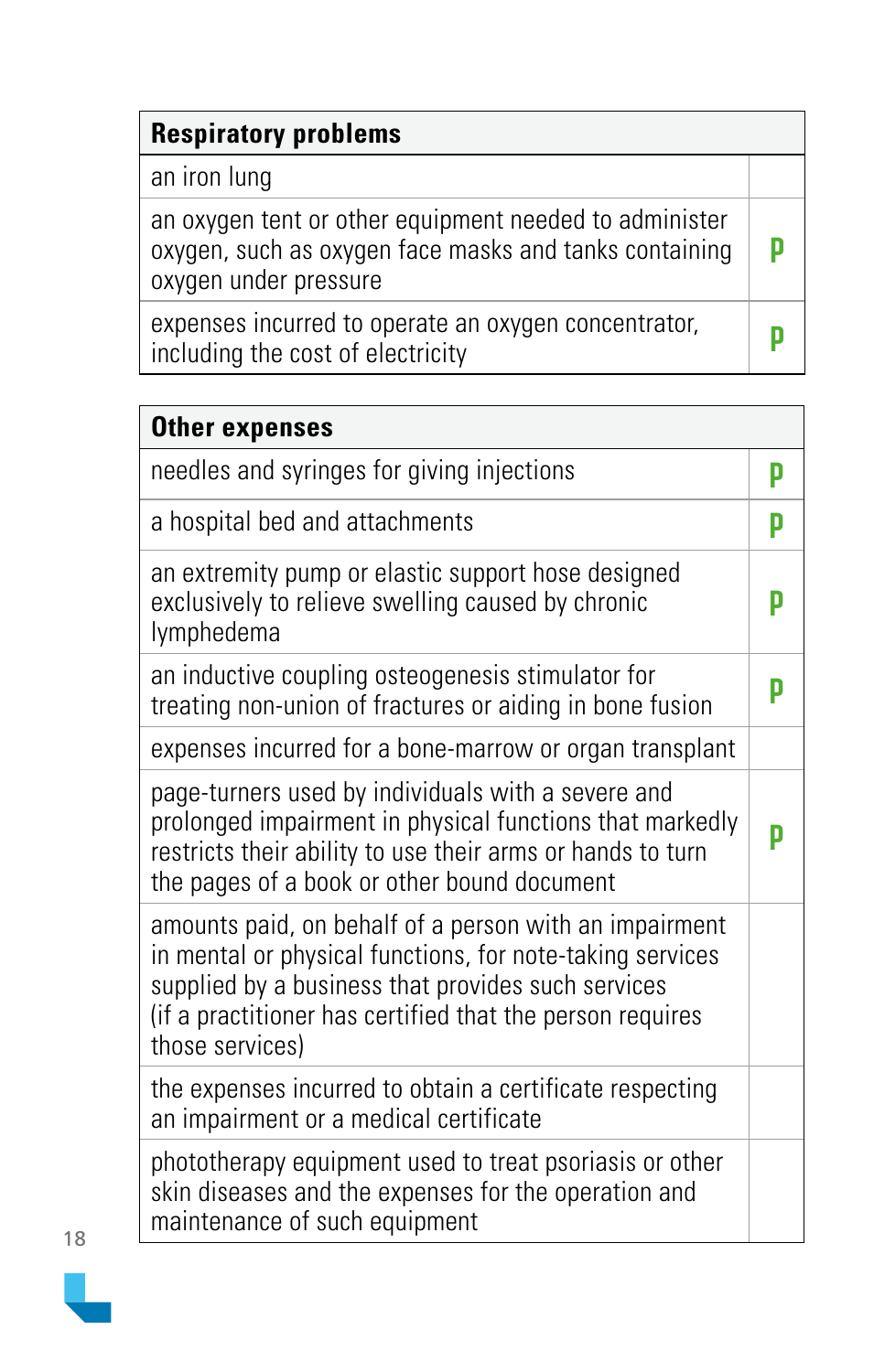| Respiratory problems | |
|---|---|
| an iron lung | |
| an oxygen tent or other equipment needed to administer oxygen, such as oxygen face masks and tanks containing oxygen under pressure | p |
| expenses incurred to operate an oxygen concentrator, including the cost of electricity | p |

| Other expenses | |
|---|---|
| needles and syringes for giving injections | p |
| a hospital bed and attachments | p |
| an extremity pump or elastic support hose designed exclusively to relieve swelling caused by chronic lymphedema | p |
| an inductive coupling osteogenesis stimulator for treating non-union of fractures or aiding in bone fusion | p |
| expenses incurred for a bone-marrow or organ transplant | |
| page-turners used by individuals with a severe and prolonged impairment in physical functions that markedly restricts their ability to use their arms or hands to turn the pages of a book or other bound document | p |
| amounts paid, on behalf of a person with an impairment in mental or physical functions, for note-taking services supplied by a business that provides such services (if a practitioner has certified that the person requires those services) | |
| the expenses incurred to obtain a certificate respecting an impairment or a medical certificate | |
| phototherapy equipment used to treat psoriasis or other skin diseases and the expenses for the operation and maintenance of such equipment | |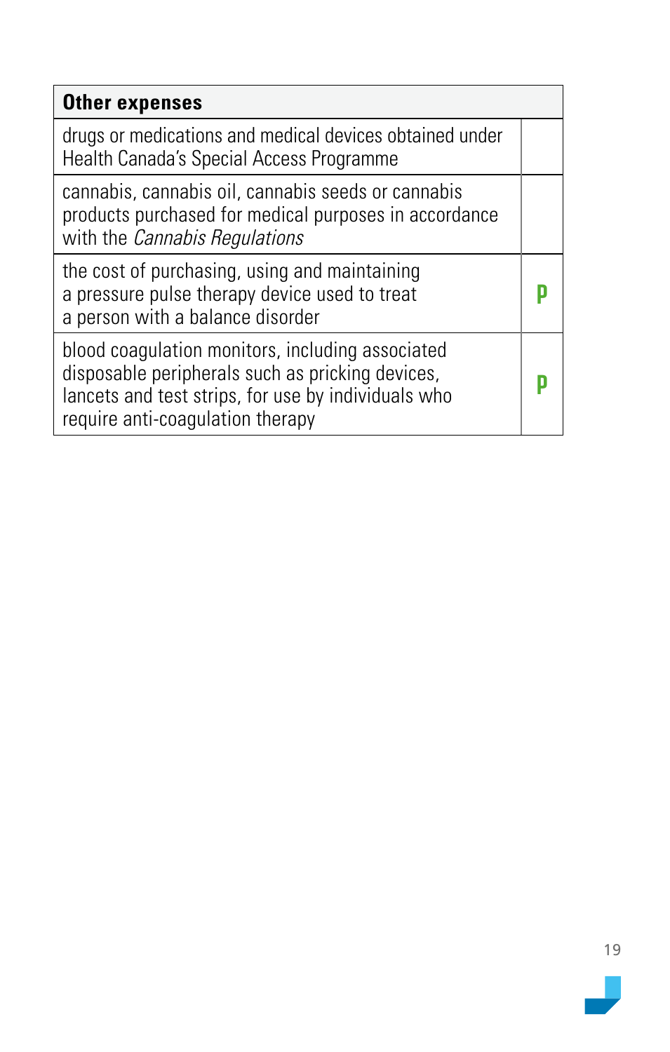| Other expenses | |
|---|---|
| drugs or medications and medical devices obtained under Health Canada's Special Access Programme | |
| cannabis, cannabis oil, cannabis seeds or cannabis products purchased for medical purposes in accordance with the *Cannabis Regulations* | |
| the cost of purchasing, using and maintaining a pressure pulse therapy device used to treat a person with a balance disorder | **P** |
| blood coagulation monitors, including associated disposable peripherals such as pricking devices, lancets and test strips, for use by individuals who require anti-coagulation therapy | **P** |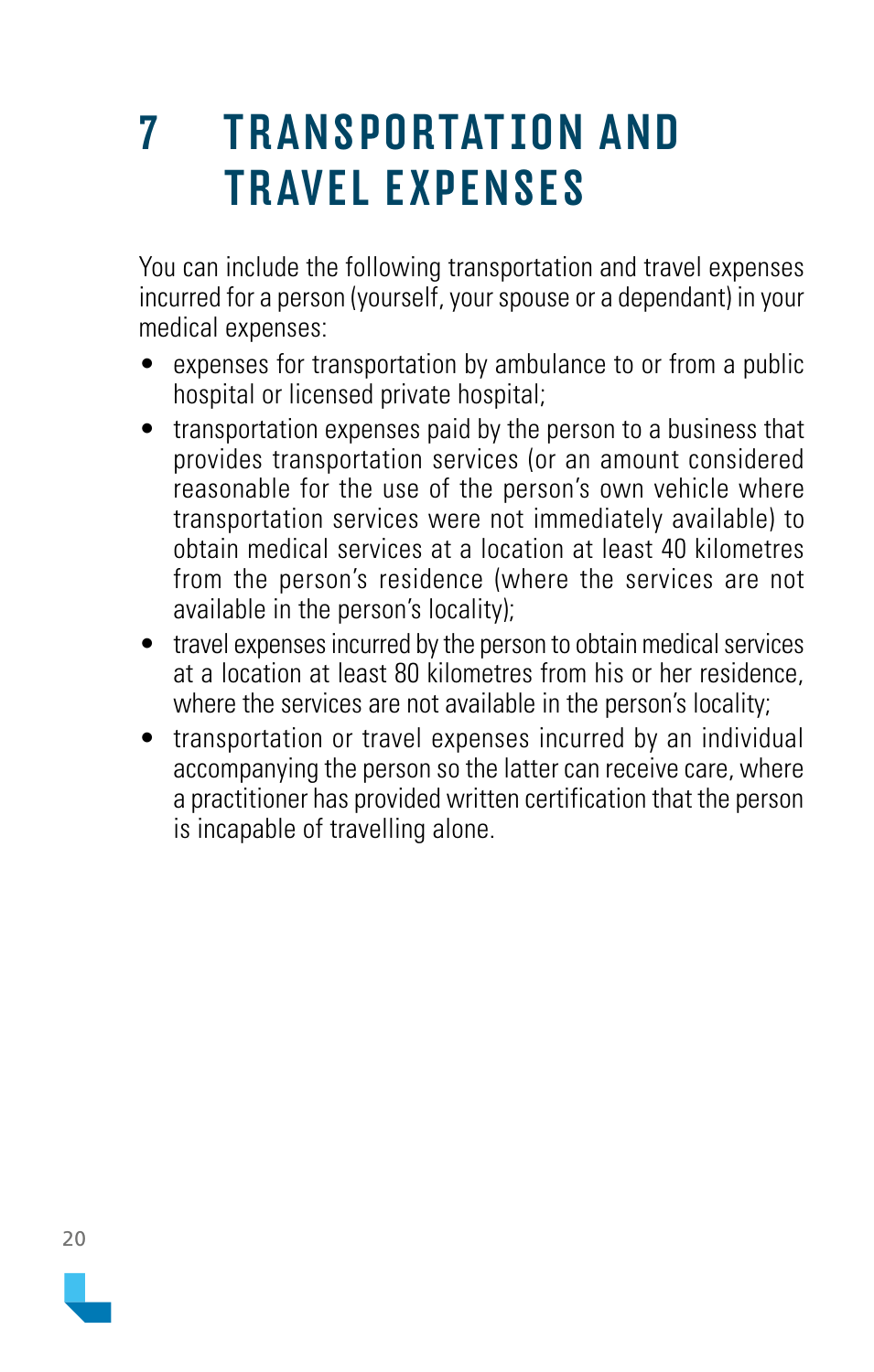# 7 TRANSPORTATION AND TRAVEL EXPENSES

You can include the following transportation and travel expenses incurred for a person (yourself, your spouse or a dependant) in your medical expenses:

- expenses for transportation by ambulance to or from a public hospital or licensed private hospital;
- transportation expenses paid by the person to a business that provides transportation services (or an amount considered reasonable for the use of the person's own vehicle where transportation services were not immediately available) to obtain medical services at a location at least 40 kilometres from the person's residence (where the services are not available in the person's locality);
- travel expenses incurred by the person to obtain medical services at a location at least 80 kilometres from his or her residence, where the services are not available in the person's locality;
- transportation or travel expenses incurred by an individual accompanying the person so the latter can receive care, where a practitioner has provided written certification that the person is incapable of travelling alone.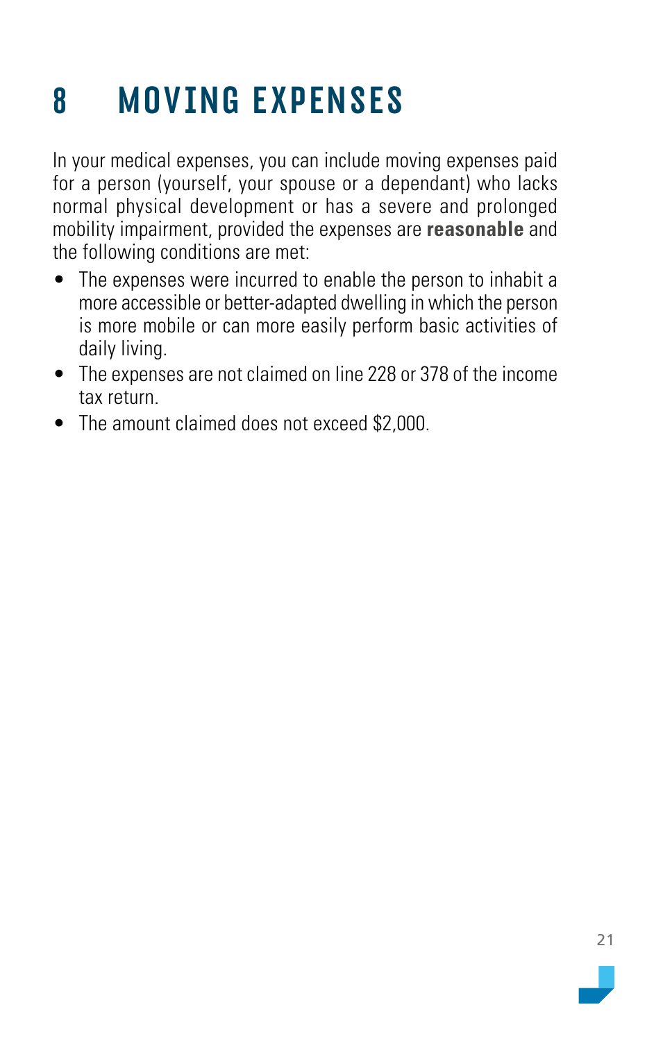# 8 MOVING EXPENSES

In your medical expenses, you can include moving expenses paid for a person (yourself, your spouse or a dependant) who lacks normal physical development or has a severe and prolonged mobility impairment, provided the expenses are **reasonable** and the following conditions are met:

- The expenses were incurred to enable the person to inhabit a more accessible or better-adapted dwelling in which the person is more mobile or can more easily perform basic activities of daily living.
- The expenses are not claimed on line 228 or 378 of the income tax return.
- The amount claimed does not exceed $2,000.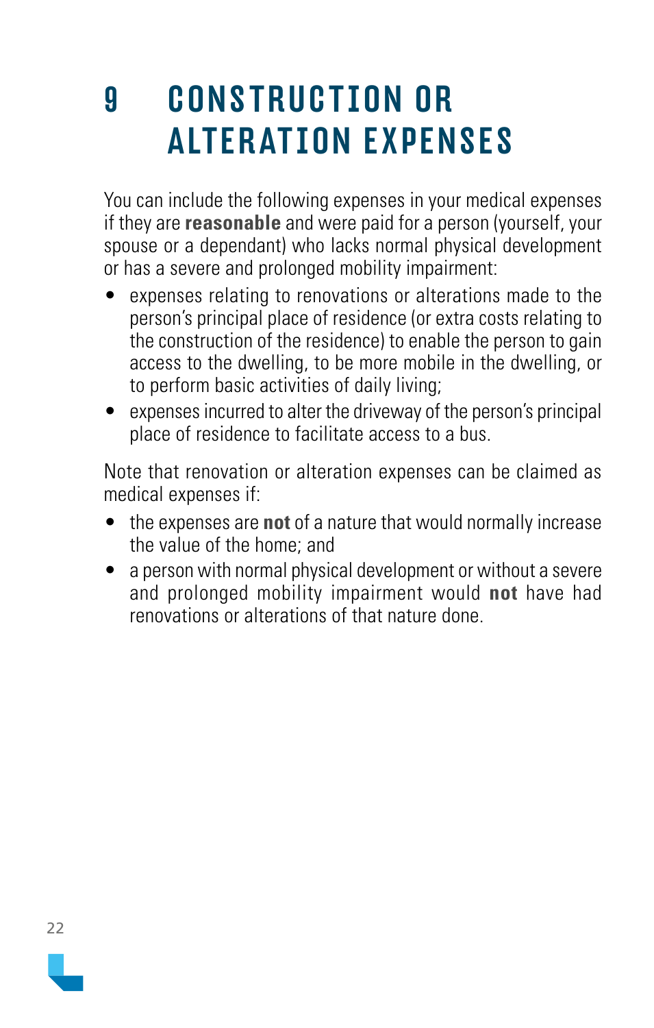# 9 CONSTRUCTION OR ALTERATION EXPENSES

You can include the following expenses in your medical expenses if they are **reasonable** and were paid for a person (yourself, your spouse or a dependant) who lacks normal physical development or has a severe and prolonged mobility impairment:

- expenses relating to renovations or alterations made to the person's principal place of residence (or extra costs relating to the construction of the residence) to enable the person to gain access to the dwelling, to be more mobile in the dwelling, or to perform basic activities of daily living;
- expenses incurred to alter the driveway of the person's principal place of residence to facilitate access to a bus.

Note that renovation or alteration expenses can be claimed as medical expenses if:

- the expenses are **not** of a nature that would normally increase the value of the home; and
- a person with normal physical development or without a severe and prolonged mobility impairment would **not** have had renovations or alterations of that nature done.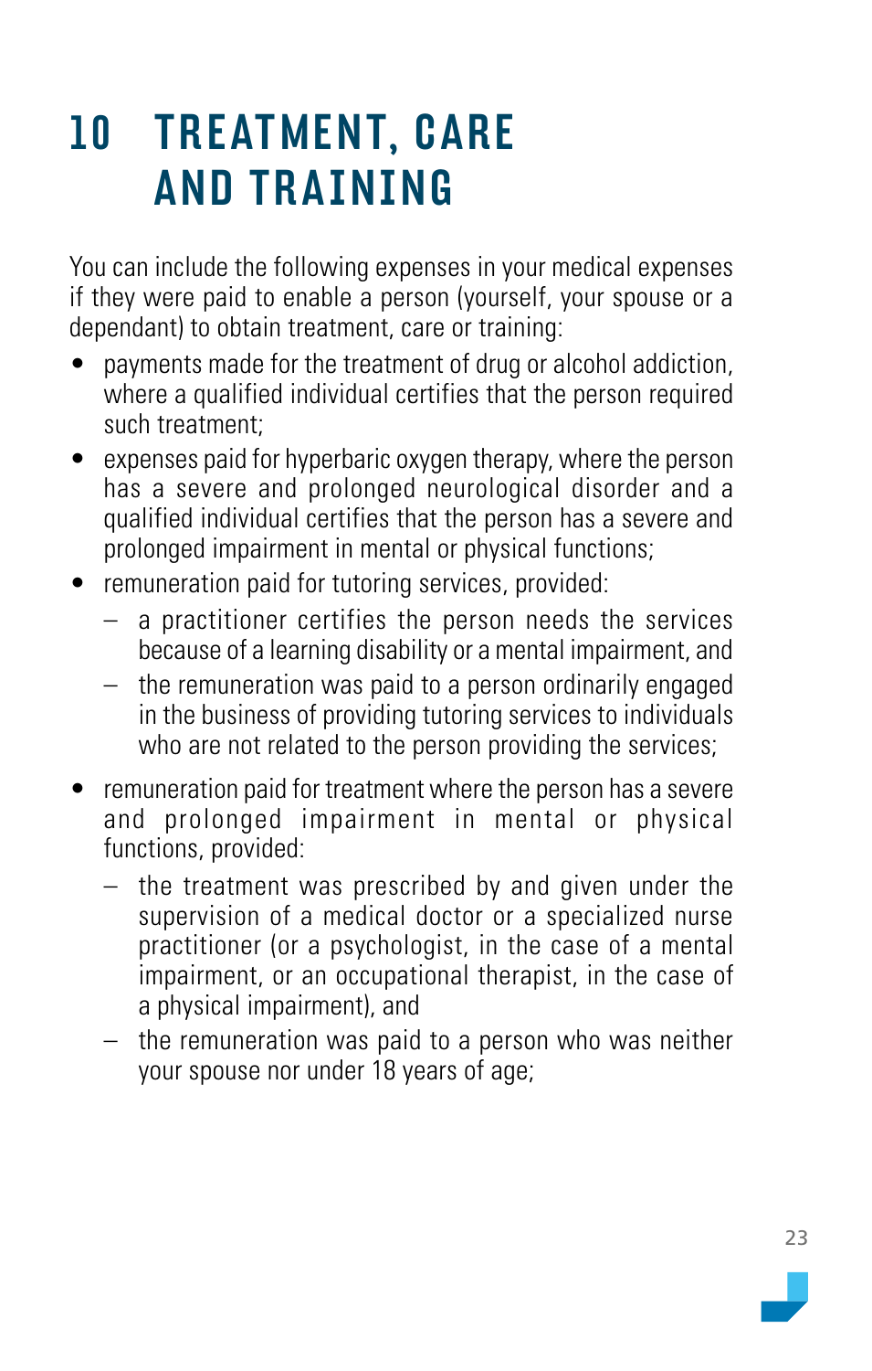# 10 TREATMENT, CARE AND TRAINING

You can include the following expenses in your medical expenses if they were paid to enable a person (yourself, your spouse or a dependant) to obtain treatment, care or training:

- payments made for the treatment of drug or alcohol addiction, where a qualified individual certifies that the person required such treatment;
- expenses paid for hyperbaric oxygen therapy, where the person has a severe and prolonged neurological disorder and a qualified individual certifies that the person has a severe and prolonged impairment in mental or physical functions;
- remuneration paid for tutoring services, provided:
  - a practitioner certifies the person needs the services because of a learning disability or a mental impairment, and
  - the remuneration was paid to a person ordinarily engaged in the business of providing tutoring services to individuals who are not related to the person providing the services;
- remuneration paid for treatment where the person has a severe and prolonged impairment in mental or physical functions, provided:
  - the treatment was prescribed by and given under the supervision of a medical doctor or a specialized nurse practitioner (or a psychologist, in the case of a mental impairment, or an occupational therapist, in the case of a physical impairment), and
  - the remuneration was paid to a person who was neither your spouse nor under 18 years of age;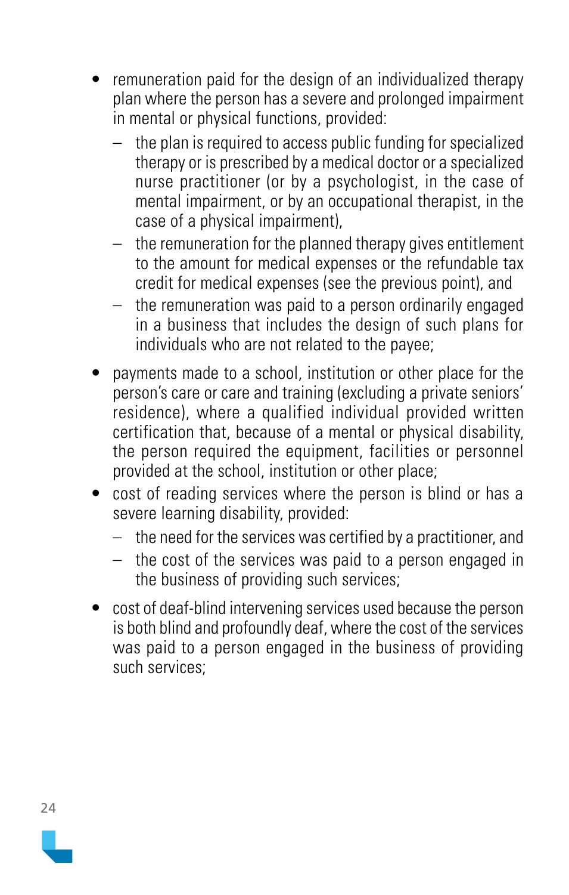- remuneration paid for the design of an individualized therapy plan where the person has a severe and prolonged impairment in mental or physical functions, provided:
  - the plan is required to access public funding for specialized therapy or is prescribed by a medical doctor or a specialized nurse practitioner (or by a psychologist, in the case of mental impairment, or by an occupational therapist, in the case of a physical impairment),
  - the remuneration for the planned therapy gives entitlement to the amount for medical expenses or the refundable tax credit for medical expenses (see the previous point), and
  - the remuneration was paid to a person ordinarily engaged in a business that includes the design of such plans for individuals who are not related to the payee;
- payments made to a school, institution or other place for the person's care or care and training (excluding a private seniors' residence), where a qualified individual provided written certification that, because of a mental or physical disability, the person required the equipment, facilities or personnel provided at the school, institution or other place;
- cost of reading services where the person is blind or has a severe learning disability, provided:
  - the need for the services was certified by a practitioner, and
  - the cost of the services was paid to a person engaged in the business of providing such services;
- cost of deaf-blind intervening services used because the person is both blind and profoundly deaf, where the cost of the services was paid to a person engaged in the business of providing such services;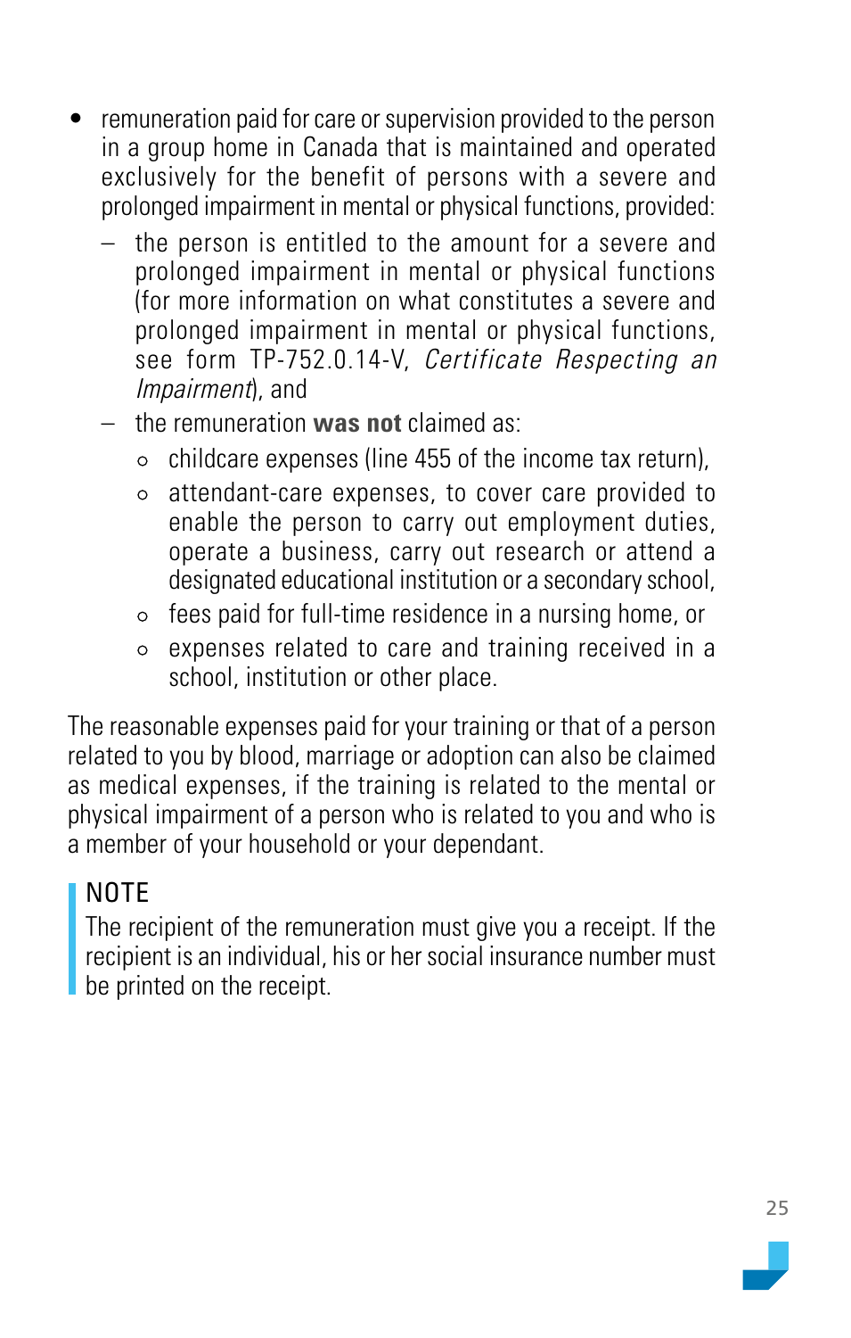- remuneration paid for care or supervision provided to the person in a group home in Canada that is maintained and operated exclusively for the benefit of persons with a severe and prolonged impairment in mental or physical functions, provided:
  - the person is entitled to the amount for a severe and prolonged impairment in mental or physical functions (for more information on what constitutes a severe and prolonged impairment in mental or physical functions, see form TP-752.0.14-V, *Certificate Respecting an Impairment*), and
  - the remuneration **was not** claimed as:
    - childcare expenses (line 455 of the income tax return),
    - attendant-care expenses, to cover care provided to enable the person to carry out employment duties, operate a business, carry out research or attend a designated educational institution or a secondary school,
    - fees paid for full-time residence in a nursing home, or
    - expenses related to care and training received in a school, institution or other place.

The reasonable expenses paid for your training or that of a person related to you by blood, marriage or adoption can also be claimed as medical expenses, if the training is related to the mental or physical impairment of a person who is related to you and who is a member of your household or your dependant.

> NOTE
> The recipient of the remuneration must give you a receipt. If the recipient is an individual, his or her social insurance number must be printed on the receipt.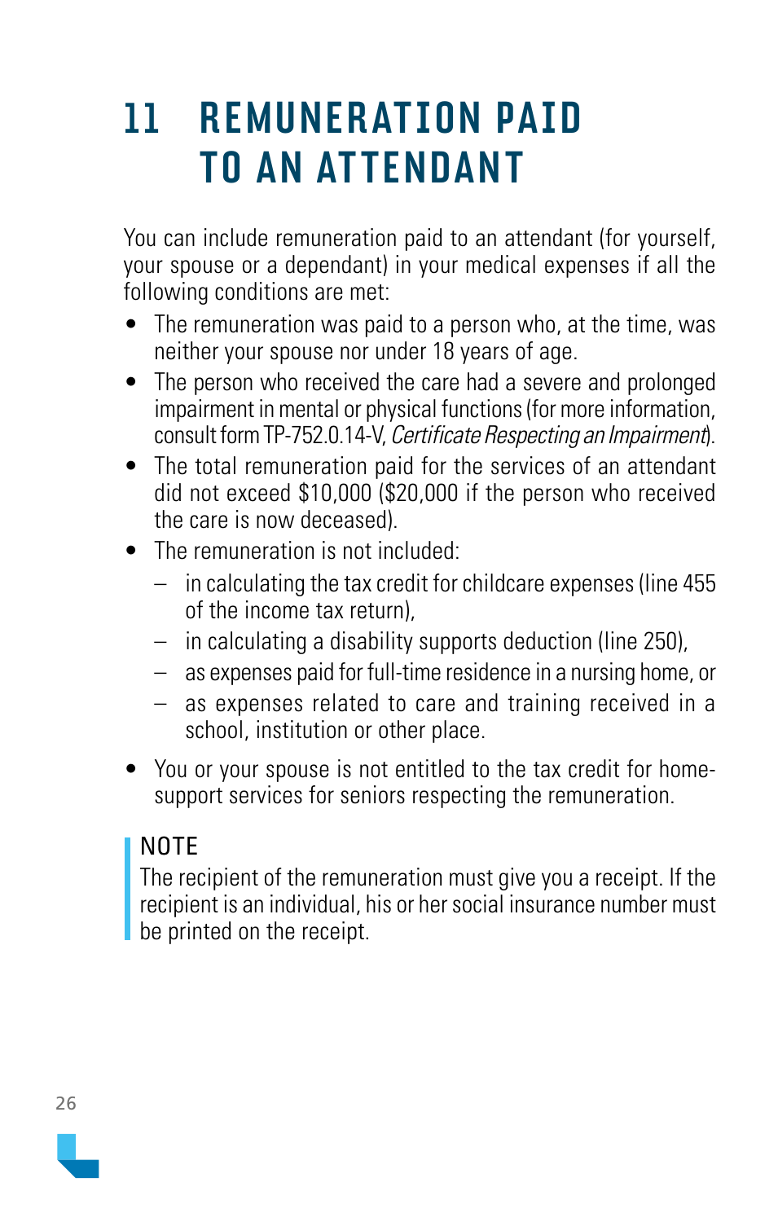# 11 REMUNERATION PAID TO AN ATTENDANT

You can include remuneration paid to an attendant (for yourself, your spouse or a dependant) in your medical expenses if all the following conditions are met:

- The remuneration was paid to a person who, at the time, was neither your spouse nor under 18 years of age.
- The person who received the care had a severe and prolonged impairment in mental or physical functions (for more information, consult form TP-752.0.14-V, *Certificate Respecting an Impairment*).
- The total remuneration paid for the services of an attendant did not exceed $10,000 ($20,000 if the person who received the care is now deceased).
- The remuneration is not included:
  - in calculating the tax credit for childcare expenses (line 455 of the income tax return),
  - in calculating a disability supports deduction (line 250),
  - as expenses paid for full-time residence in a nursing home, or
  - as expenses related to care and training received in a school, institution or other place.
- You or your spouse is not entitled to the tax credit for home-support services for seniors respecting the remuneration.

> **NOTE**
> The recipient of the remuneration must give you a receipt. If the recipient is an individual, his or her social insurance number must be printed on the receipt.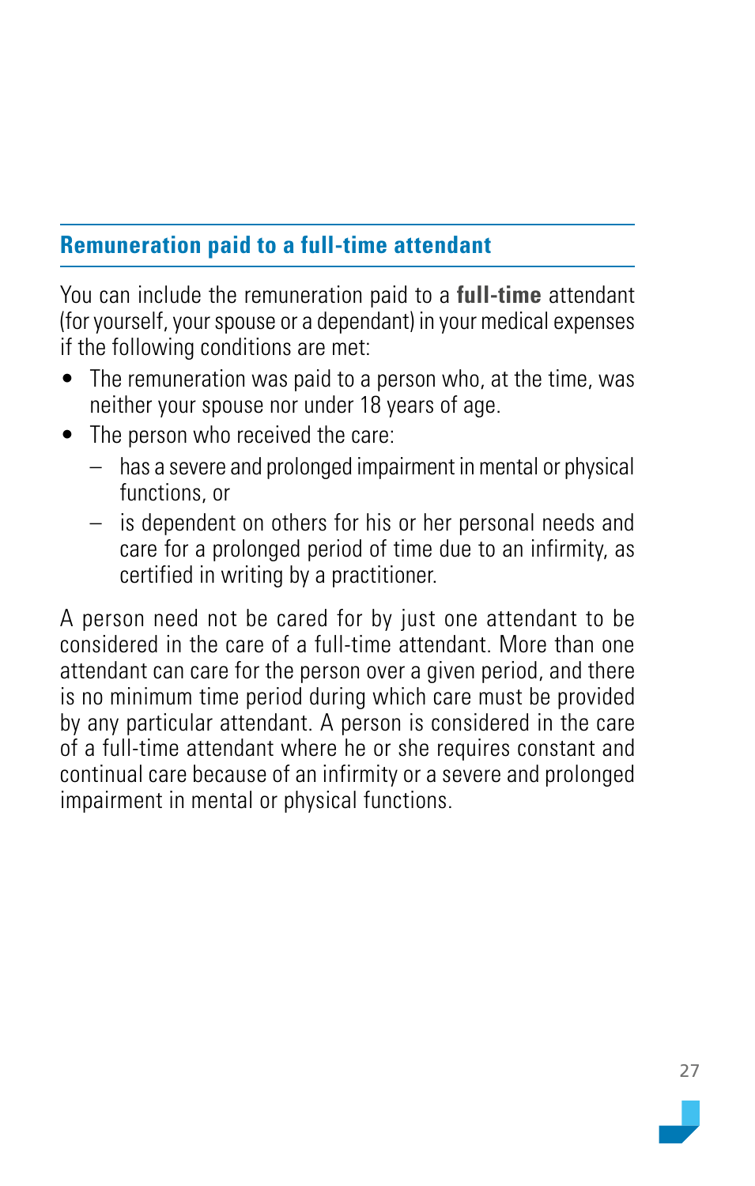## Remuneration paid to a full-time attendant

You can include the remuneration paid to a **full-time** attendant (for yourself, your spouse or a dependant) in your medical expenses if the following conditions are met:

- The remuneration was paid to a person who, at the time, was neither your spouse nor under 18 years of age.
- The person who received the care:
  - has a severe and prolonged impairment in mental or physical functions, or
  - is dependent on others for his or her personal needs and care for a prolonged period of time due to an infirmity, as certified in writing by a practitioner.

A person need not be cared for by just one attendant to be considered in the care of a full-time attendant. More than one attendant can care for the person over a given period, and there is no minimum time period during which care must be provided by any particular attendant. A person is considered in the care of a full-time attendant where he or she requires constant and continual care because of an infirmity or a severe and prolonged impairment in mental or physical functions.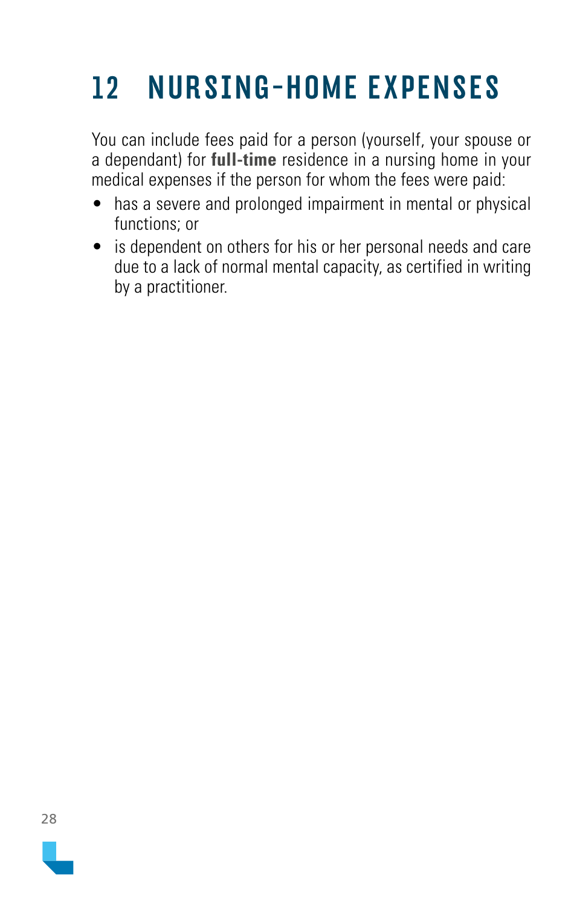# 12 NURSING-HOME EXPENSES

You can include fees paid for a person (yourself, your spouse or a dependant) for **full-time** residence in a nursing home in your medical expenses if the person for whom the fees were paid:

- has a severe and prolonged impairment in mental or physical functions; or
- is dependent on others for his or her personal needs and care due to a lack of normal mental capacity, as certified in writing by a practitioner.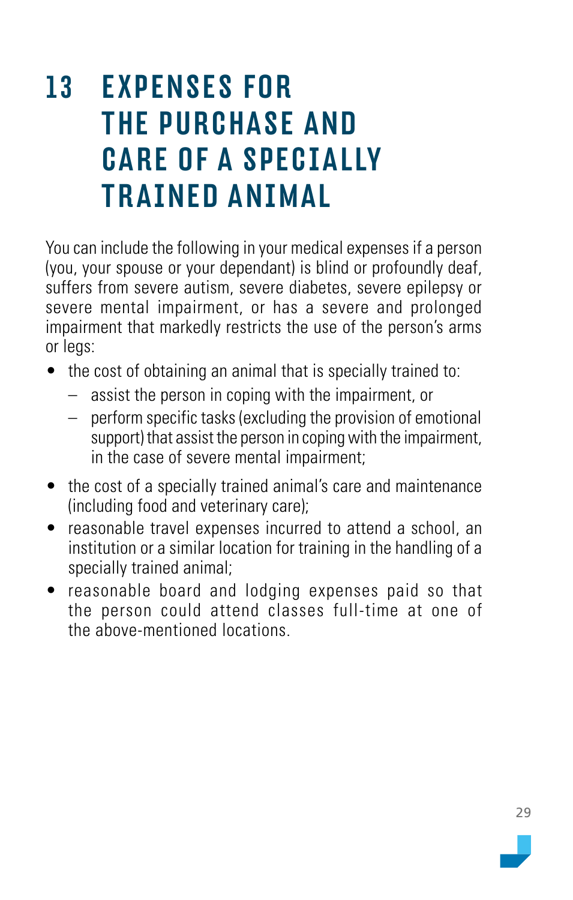# 13 EXPENSES FOR THE PURCHASE AND CARE OF A SPECIALLY TRAINED ANIMAL

You can include the following in your medical expenses if a person (you, your spouse or your dependant) is blind or profoundly deaf, suffers from severe autism, severe diabetes, severe epilepsy or severe mental impairment, or has a severe and prolonged impairment that markedly restricts the use of the person's arms or legs:

- the cost of obtaining an animal that is specially trained to:
  - assist the person in coping with the impairment, or
  - perform specific tasks (excluding the provision of emotional support) that assist the person in coping with the impairment, in the case of severe mental impairment;
- the cost of a specially trained animal's care and maintenance (including food and veterinary care);
- reasonable travel expenses incurred to attend a school, an institution or a similar location for training in the handling of a specially trained animal;
- reasonable board and lodging expenses paid so that the person could attend classes full-time at one of the above-mentioned locations.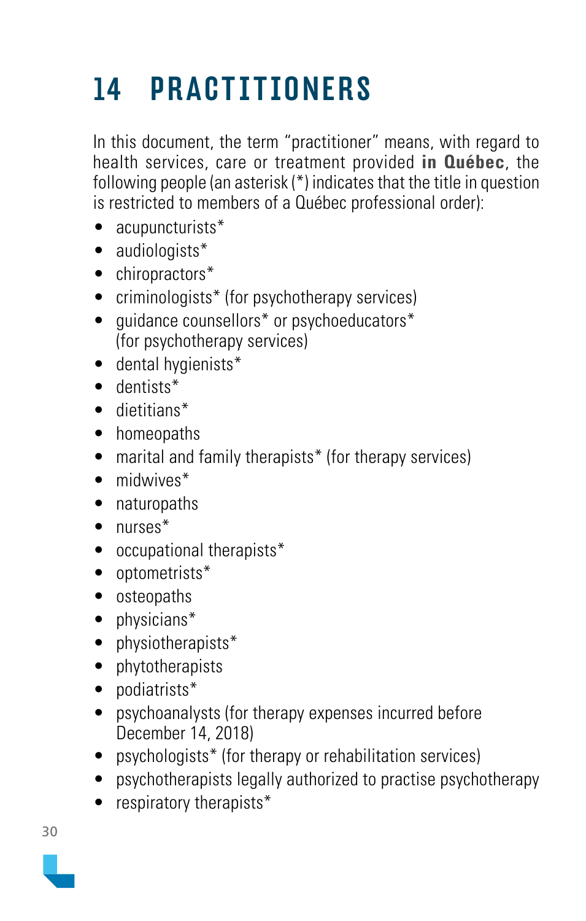# 14 PRACTITIONERS

In this document, the term "practitioner" means, with regard to health services, care or treatment provided **in Québec**, the following people (an asterisk (*) indicates that the title in question is restricted to members of a Québec professional order):

- acupuncturists*
- audiologists*
- chiropractors*
- criminologists* (for psychotherapy services)
- guidance counsellors* or psychoeducators* (for psychotherapy services)
- dental hygienists*
- dentists*
- dietitians*
- homeopaths
- marital and family therapists* (for therapy services)
- midwives*
- naturopaths
- nurses*
- occupational therapists*
- optometrists*
- osteopaths
- physicians*
- physiotherapists*
- phytotherapists
- podiatrists*
- psychoanalysts (for therapy expenses incurred before December 14, 2018)
- psychologists* (for therapy or rehabilitation services)
- psychotherapists legally authorized to practise psychotherapy
- respiratory therapists*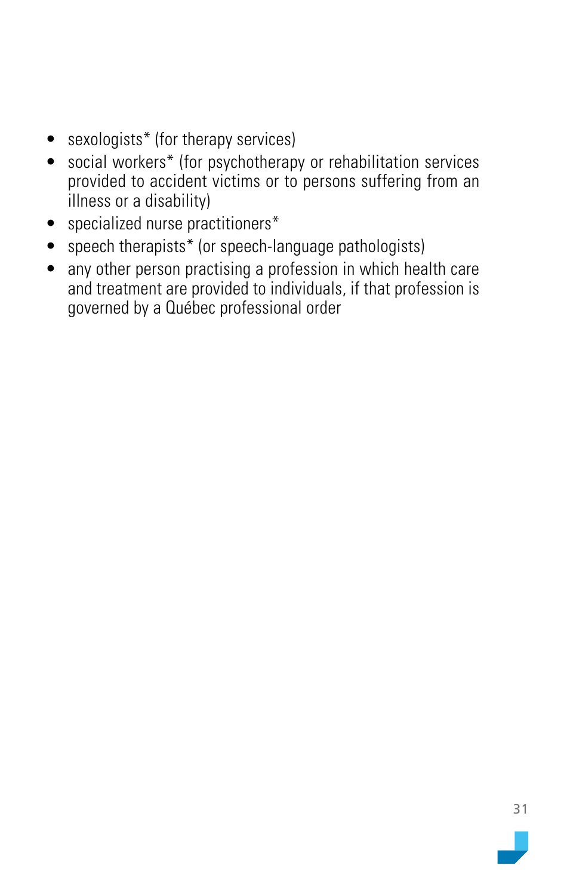- sexologists* (for therapy services)
- social workers* (for psychotherapy or rehabilitation services provided to accident victims or to persons suffering from an illness or a disability)
- specialized nurse practitioners*
- speech therapists* (or speech-language pathologists)
- any other person practising a profession in which health care and treatment are provided to individuals, if that profession is governed by a Québec professional order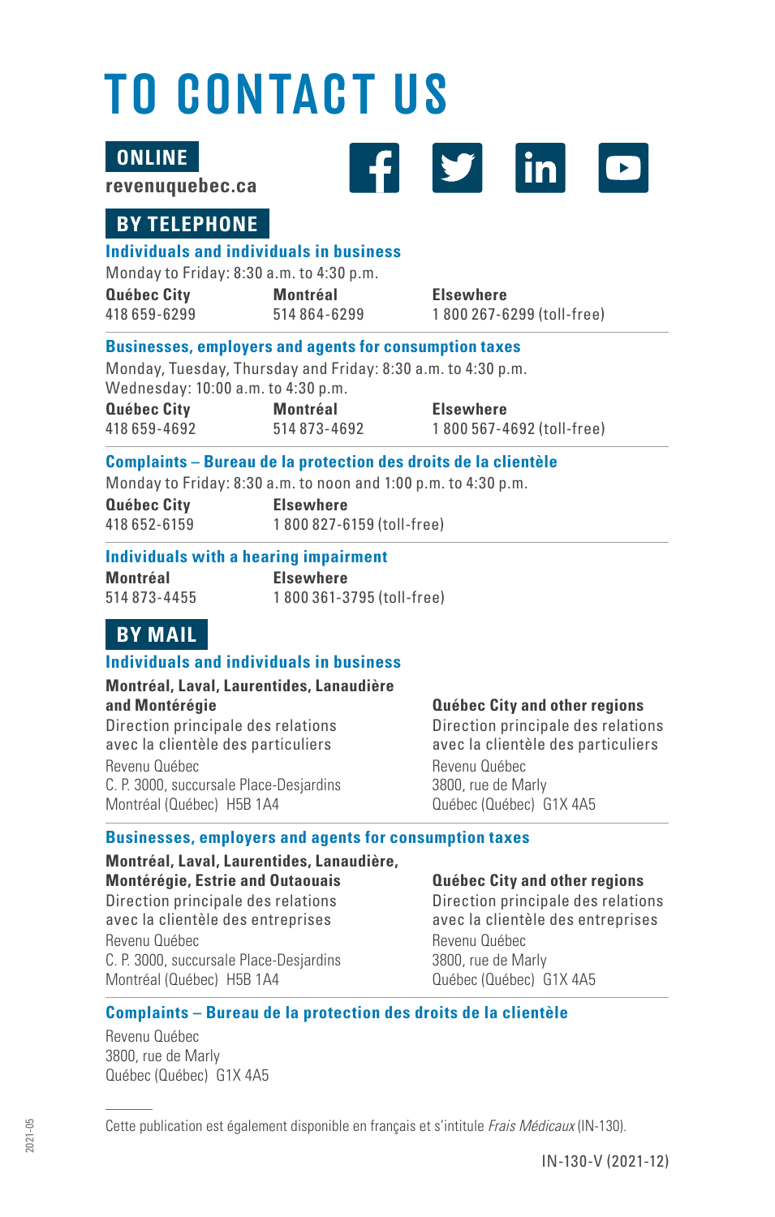# TO CONTACT US

## ONLINE

revenuquebec.ca

## BY TELEPHONE

### Individuals and individuals in business

Monday to Friday: 8:30 a.m. to 4:30 p.m.

**Québec City**
418 659-6299

**Montréal**
514 864-6299

**Elsewhere**
1 800 267-6299 (toll-free)

### Businesses, employers and agents for consumption taxes

Monday, Tuesday, Thursday and Friday: 8:30 a.m. to 4:30 p.m.
Wednesday: 10:00 a.m. to 4:30 p.m.

**Québec City**
418 659-4692

**Montréal**
514 873-4692

**Elsewhere**
1 800 567-4692 (toll-free)

### Complaints – Bureau de la protection des droits de la clientèle

Monday to Friday: 8:30 a.m. to noon and 1:00 p.m. to 4:30 p.m.

**Québec City**
418 652-6159

**Elsewhere**
1 800 827-6159 (toll-free)

### Individuals with a hearing impairment

**Montréal**
514 873-4455

**Elsewhere**
1 800 361-3795 (toll-free)

## BY MAIL

### Individuals and individuals in business

**Montréal, Laval, Laurentides, Lanaudière and Montérégie**
Direction principale des relations avec la clientèle des particuliers
Revenu Québec
C. P. 3000, succursale Place-Desjardins
Montréal (Québec) H5B 1A4

**Québec City and other regions**
Direction principale des relations avec la clientèle des particuliers
Revenu Québec
3800, rue de Marly
Québec (Québec) G1X 4A5

### Businesses, employers and agents for consumption taxes

**Montréal, Laval, Laurentides, Lanaudière, Montérégie, Estrie and Outaouais**
Direction principale des relations avec la clientèle des entreprises
Revenu Québec
C. P. 3000, succursale Place-Desjardins
Montréal (Québec) H5B 1A4

**Québec City and other regions**
Direction principale des relations avec la clientèle des entreprises
Revenu Québec
3800, rue de Marly
Québec (Québec) G1X 4A5

### Complaints – Bureau de la protection des droits de la clientèle

Revenu Québec
3800, rue de Marly
Québec (Québec) G1X 4A5

---

Cette publication est également disponible en français et s'intitule *Frais Médicaux* (IN-130).

2021-05

IN-130-V (2021-12)